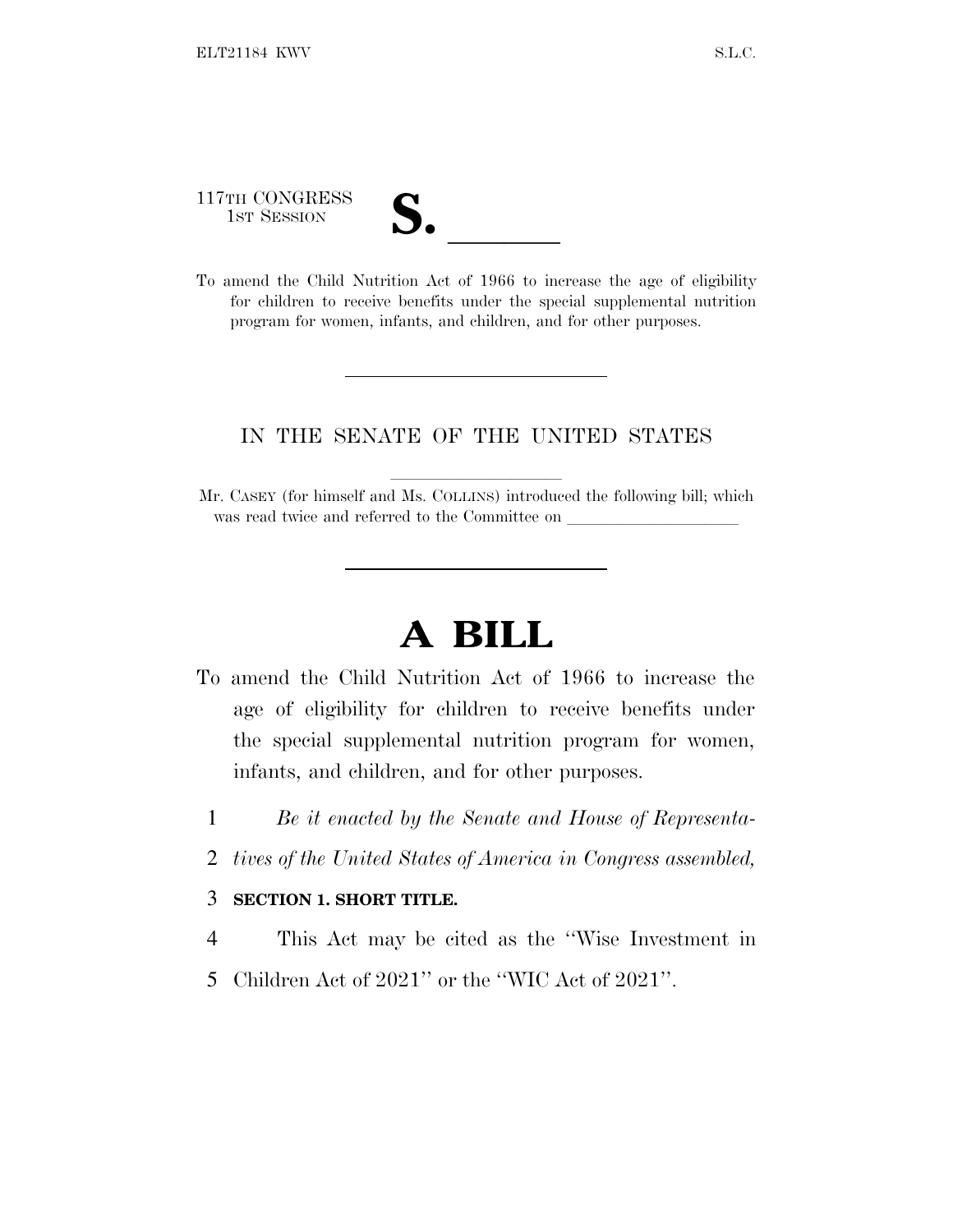117TH CONGRESS
1ST SESSION

# S. \_\_\_\_\_\_

To amend the Child Nutrition Act of 1966 to increase the age of eligibility for children to receive benefits under the special supplemental nutrition program for women, infants, and children, and for other purposes.

---

IN THE SENATE OF THE UNITED STATES

Mr. CASEY (for himself and Ms. COLLINS) introduced the following bill; which was read twice and referred to the Committee on \_\_\_\_\_\_\_\_\_\_\_\_\_\_\_\_\_\_\_\_

---

# A BILL

To amend the Child Nutrition Act of 1966 to increase the age of eligibility for children to receive benefits under the special supplemental nutrition program for women, infants, and children, and for other purposes.

1 *Be it enacted by the Senate and House of Representa-*
2 *tives of the United States of America in Congress assembled,*

3 **SECTION 1. SHORT TITLE.**

4 This Act may be cited as the ''Wise Investment in
5 Children Act of 2021'' or the ''WIC Act of 2021''.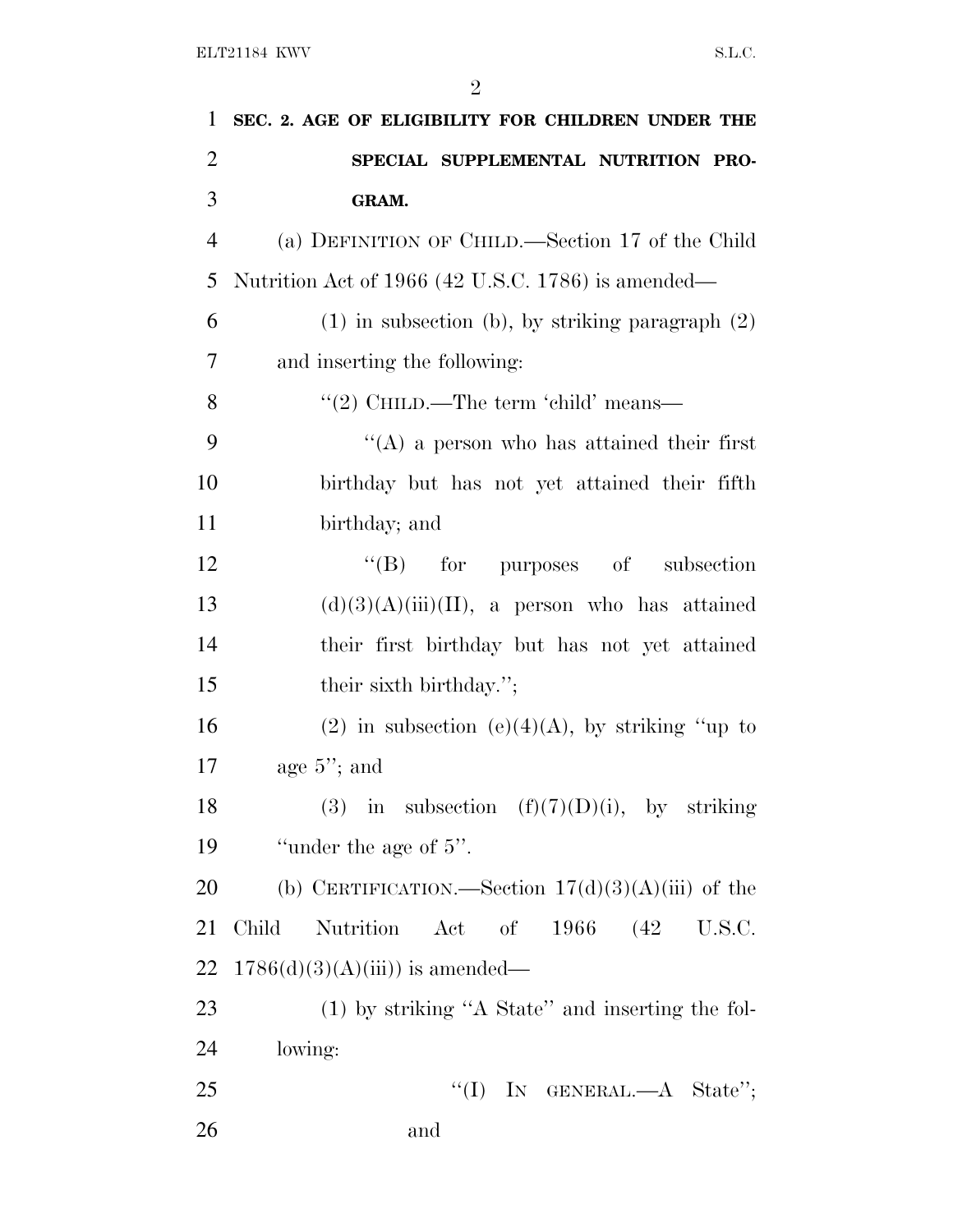**SEC. 2. AGE OF ELIGIBILITY FOR CHILDREN UNDER THE SPECIAL SUPPLEMENTAL NUTRITION PROGRAM.**

(a) DEFINITION OF CHILD.—Section 17 of the Child Nutrition Act of 1966 (42 U.S.C. 1786) is amended—

(1) in subsection (b), by striking paragraph (2) and inserting the following:

"(2) CHILD.—The term 'child' means—

"(A) a person who has attained their first birthday but has not yet attained their fifth birthday; and

"(B) for purposes of subsection (d)(3)(A)(iii)(II), a person who has attained their first birthday but has not yet attained their sixth birthday.";

(2) in subsection (e)(4)(A), by striking "up to age 5"; and

(3) in subsection (f)(7)(D)(i), by striking "under the age of 5".

(b) CERTIFICATION.—Section 17(d)(3)(A)(iii) of the Child Nutrition Act of 1966 (42 U.S.C. 1786(d)(3)(A)(iii)) is amended—

(1) by striking "A State" and inserting the following:

"(I) IN GENERAL.—A State"; and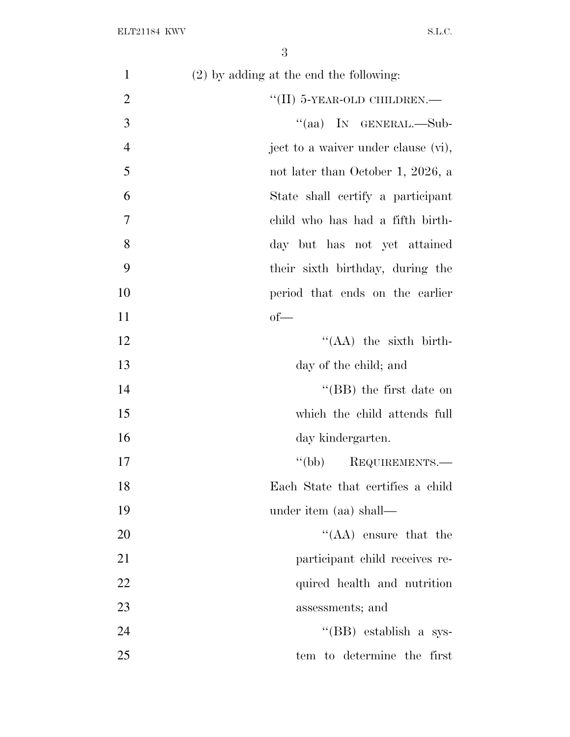(2) by adding at the end the following:

"(II) 5-YEAR-OLD CHILDREN.—

"(aa) IN GENERAL.—Subject to a waiver under clause (vi), not later than October 1, 2026, a State shall certify a participant child who has had a fifth birthday but has not yet attained their sixth birthday, during the period that ends on the earlier of—

"(AA) the sixth birthday of the child; and

"(BB) the first date on which the child attends full day kindergarten.

"(bb) REQUIREMENTS.—Each State that certifies a child under item (aa) shall—

"(AA) ensure that the participant child receives required health and nutrition assessments; and

"(BB) establish a system to determine the first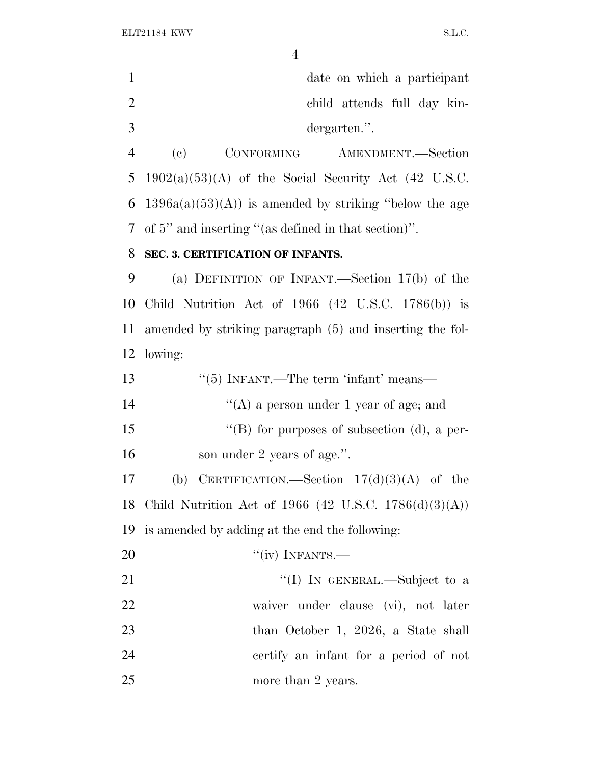date on which a participant child attends full day kindergarten.''.

(c) CONFORMING AMENDMENT.—Section 1902(a)(53)(A) of the Social Security Act (42 U.S.C. 1396a(a)(53)(A)) is amended by striking ''below the age of 5'' and inserting ''(as defined in that section)''.

**SEC. 3. CERTIFICATION OF INFANTS.**

(a) DEFINITION OF INFANT.—Section 17(b) of the Child Nutrition Act of 1966 (42 U.S.C. 1786(b)) is amended by striking paragraph (5) and inserting the following:

''(5) INFANT.—The term 'infant' means—

''(A) a person under 1 year of age; and

''(B) for purposes of subsection (d), a person under 2 years of age.''.

(b) CERTIFICATION.—Section 17(d)(3)(A) of the Child Nutrition Act of 1966 (42 U.S.C. 1786(d)(3)(A)) is amended by adding at the end the following:

''(iv) INFANTS.—

''(I) IN GENERAL.—Subject to a waiver under clause (vi), not later than October 1, 2026, a State shall certify an infant for a period of not more than 2 years.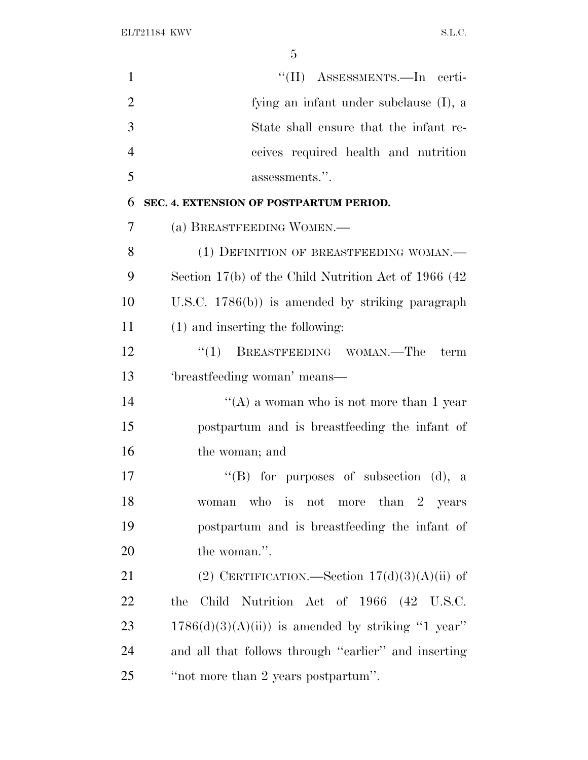"(II) ASSESSMENTS.—In certifying an infant under subclause (I), a State shall ensure that the infant receives required health and nutrition assessments.".

**SEC. 4. EXTENSION OF POSTPARTUM PERIOD.**

(a) BREASTFEEDING WOMEN.—

(1) DEFINITION OF BREASTFEEDING WOMAN.—Section 17(b) of the Child Nutrition Act of 1966 (42 U.S.C. 1786(b)) is amended by striking paragraph (1) and inserting the following:

"(1) BREASTFEEDING WOMAN.—The term 'breastfeeding woman' means—

"(A) a woman who is not more than 1 year postpartum and is breastfeeding the infant of the woman; and

"(B) for purposes of subsection (d), a woman who is not more than 2 years postpartum and is breastfeeding the infant of the woman.".

(2) CERTIFICATION.—Section 17(d)(3)(A)(ii) of the Child Nutrition Act of 1966 (42 U.S.C. 1786(d)(3)(A)(ii)) is amended by striking "1 year" and all that follows through "earlier" and inserting "not more than 2 years postpartum".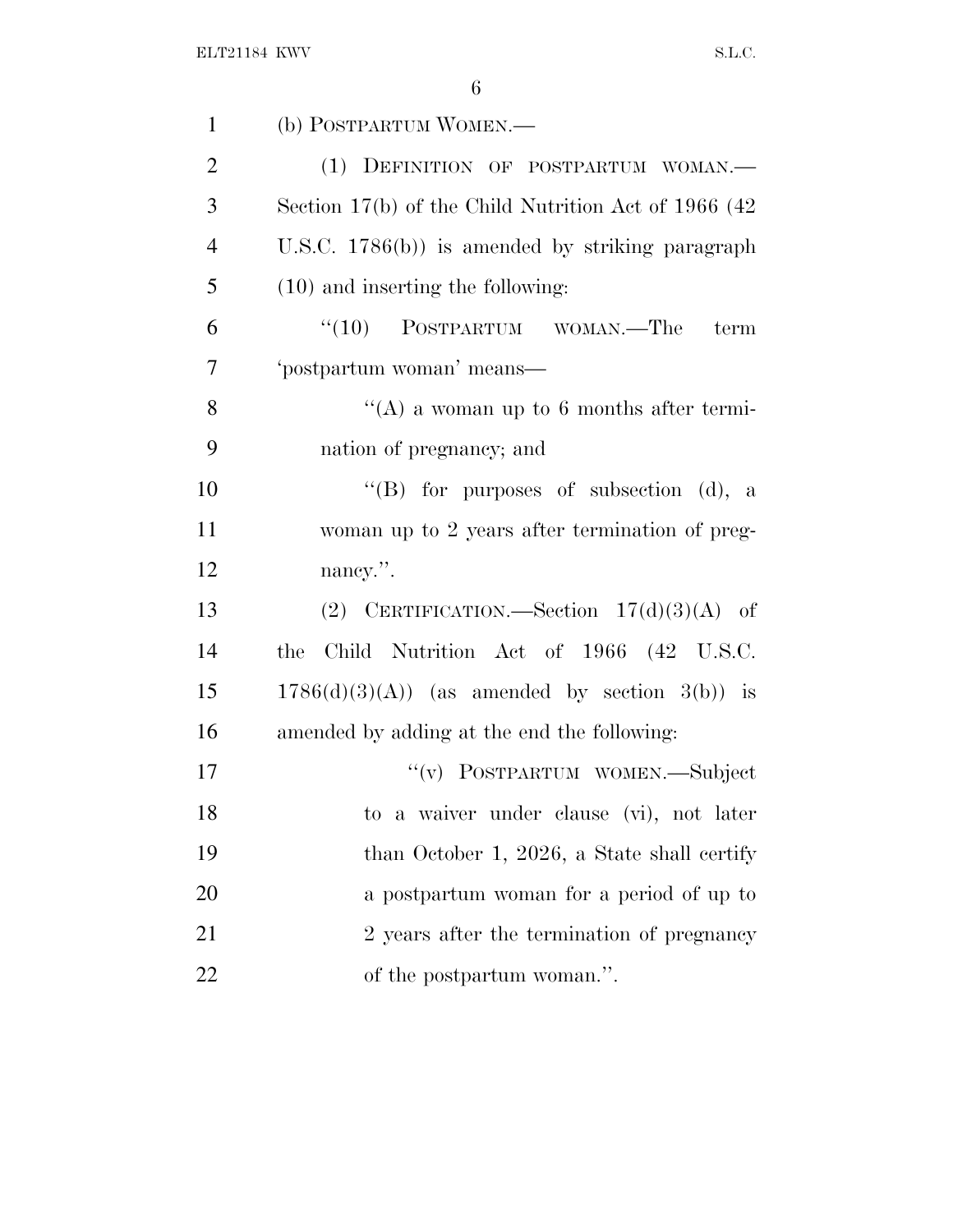(b) POSTPARTUM WOMEN.—

(1) DEFINITION OF POSTPARTUM WOMAN.—Section 17(b) of the Child Nutrition Act of 1966 (42 U.S.C. 1786(b)) is amended by striking paragraph (10) and inserting the following:

"(10) POSTPARTUM WOMAN.—The term 'postpartum woman' means—

"(A) a woman up to 6 months after termination of pregnancy; and

"(B) for purposes of subsection (d), a woman up to 2 years after termination of pregnancy.".

(2) CERTIFICATION.—Section 17(d)(3)(A) of the Child Nutrition Act of 1966 (42 U.S.C. 1786(d)(3)(A)) (as amended by section 3(b)) is amended by adding at the end the following:

"(v) POSTPARTUM WOMEN.—Subject to a waiver under clause (vi), not later than October 1, 2026, a State shall certify a postpartum woman for a period of up to 2 years after the termination of pregnancy of the postpartum woman.".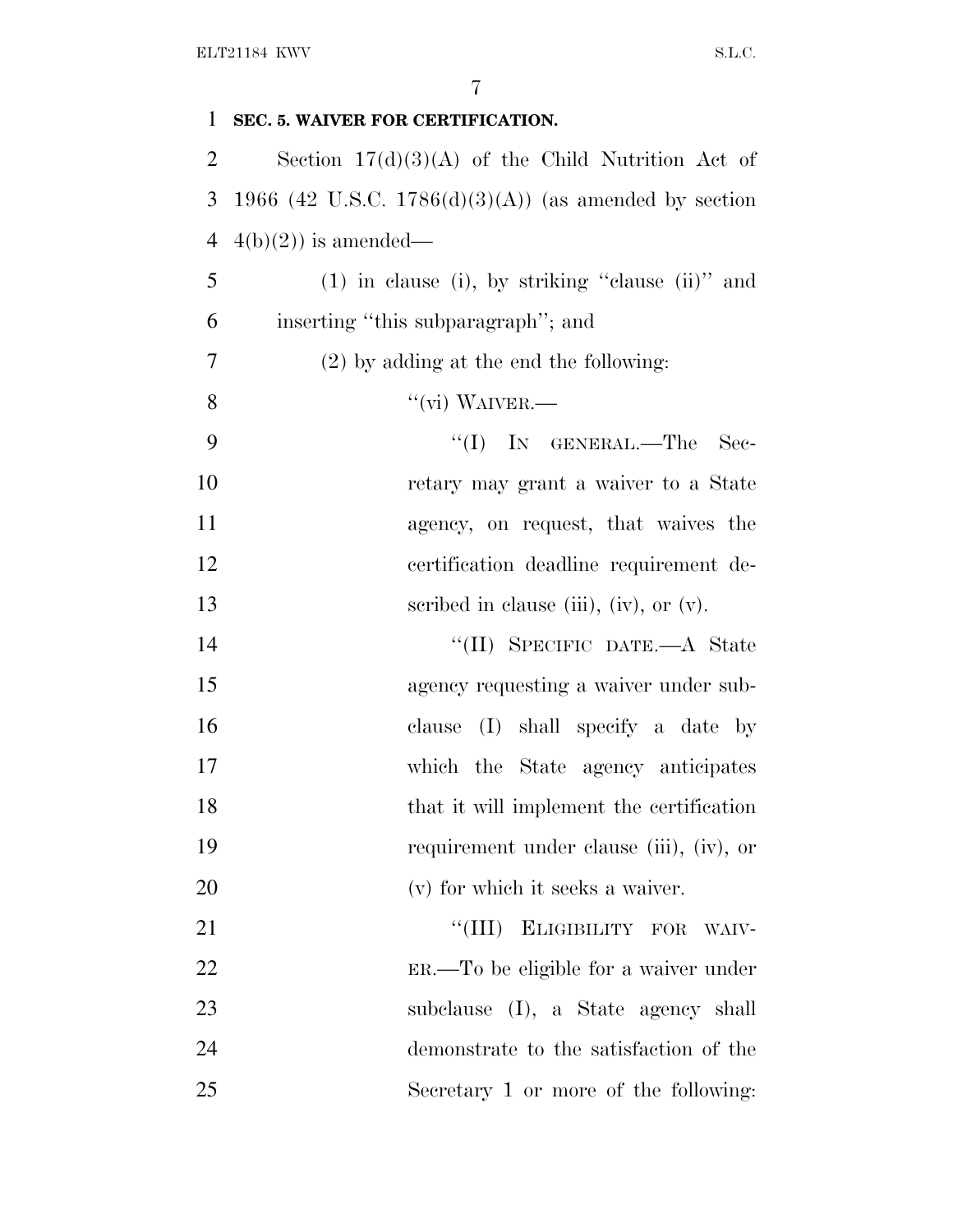**SEC. 5. WAIVER FOR CERTIFICATION.**

Section 17(d)(3)(A) of the Child Nutrition Act of 1966 (42 U.S.C. 1786(d)(3)(A)) (as amended by section 4(b)(2)) is amended—

(1) in clause (i), by striking "clause (ii)" and inserting "this subparagraph"; and

(2) by adding at the end the following:

"(vi) WAIVER.—

"(I) IN GENERAL.—The Secretary may grant a waiver to a State agency, on request, that waives the certification deadline requirement described in clause (iii), (iv), or (v).

"(II) SPECIFIC DATE.—A State agency requesting a waiver under subclause (I) shall specify a date by which the State agency anticipates that it will implement the certification requirement under clause (iii), (iv), or (v) for which it seeks a waiver.

"(III) ELIGIBILITY FOR WAIVER.—To be eligible for a waiver under subclause (I), a State agency shall demonstrate to the satisfaction of the Secretary 1 or more of the following: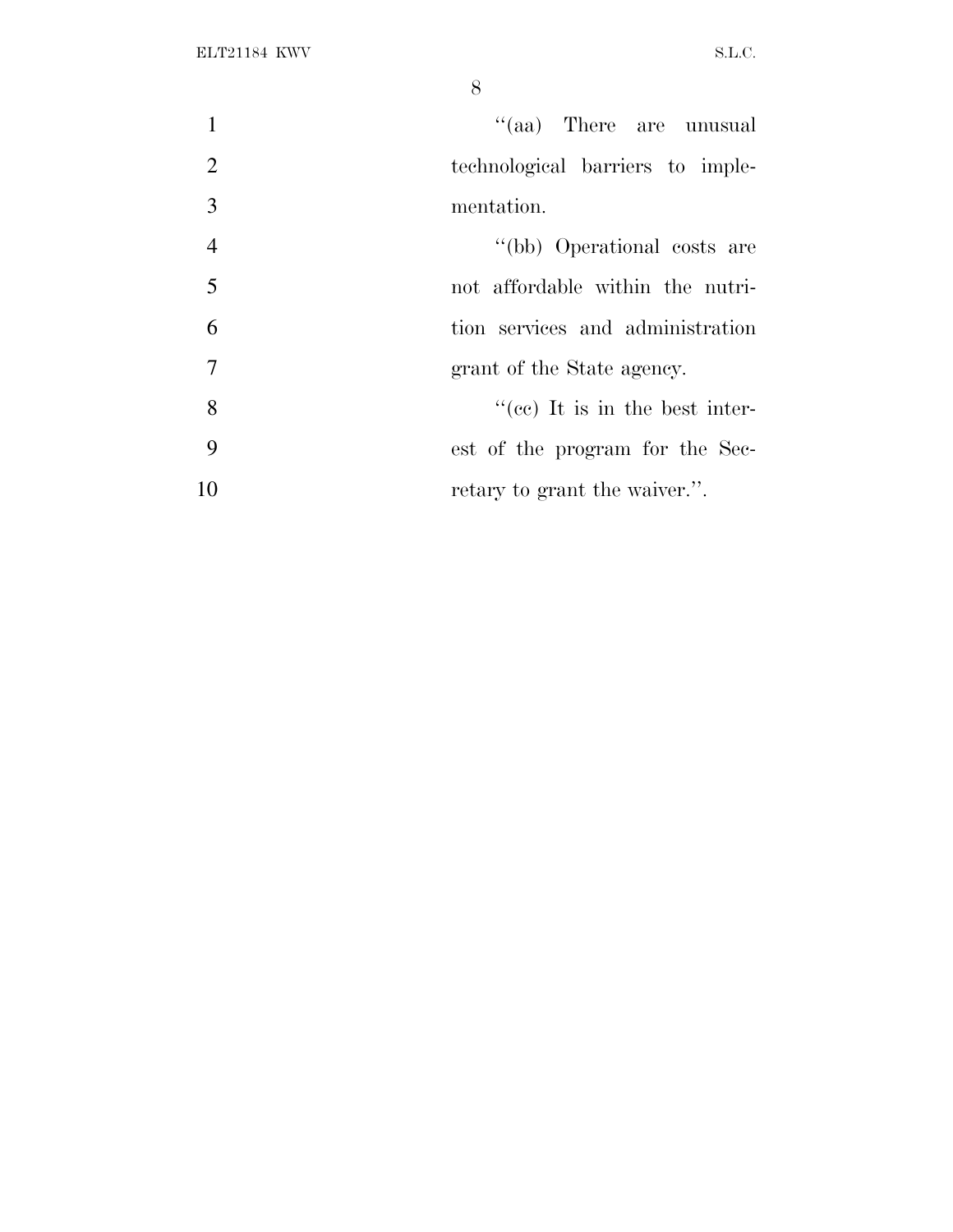''(aa) There are unusual technological barriers to implementation.

''(bb) Operational costs are not affordable within the nutrition services and administration grant of the State agency.

''(cc) It is in the best interest of the program for the Secretary to grant the waiver.''.